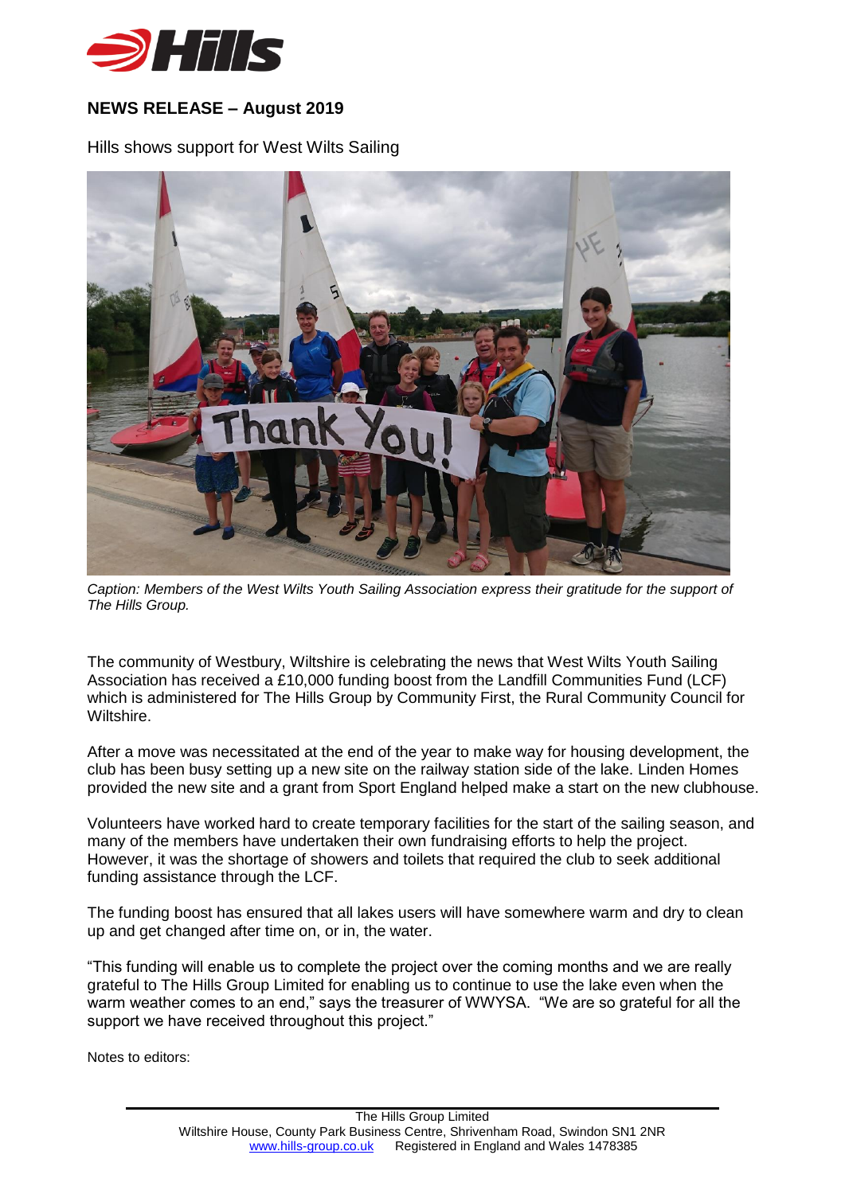## NEWS RELEASE – August 2019

Hills shows support for West Wilts Sailing

*Caption: Members of the West Wilts Youth Sailing Association express their gratitude for the support of The Hills Group.*

The community of Westbury, Wiltshire is celebrating the news that West Wilts Youth Sailing Association has received a £10,000 funding boost from the Landfill Communities Fund (LCF) which is administered for The Hills Group by Community First, the Rural Community Council for Wiltshire.

After a move was necessitated at the end of the year to make way for housing development, the club has been busy setting up a new site on the railway station side of the lake. Linden Homes provided the new site and a grant from Sport England helped make a start on the new clubhouse.

Volunteers have worked hard to create temporary facilities for the start of the sailing season, and many of the members have undertaken their own fundraising efforts to help the project. However, it was the shortage of showers and toilets that required the club to seek additional funding assistance through the LCF.

The funding boost has ensured that all lakes users will have somewhere warm and dry to clean up and get changed after time on, or in, the water.

"This funding will enable us to complete the project over the coming months and we are really grateful to The Hills Group Limited for enabling us to continue to use the lake even when the warm weather comes to an end," says the treasurer of WWYSA. "We are so grateful for all the support we have received throughout this project."

Notes to editors:

The Hills Group Limited
Wiltshire House, County Park Business Centre, Shrivenham Road, Swindon SN1 2NR
www.hills-group.co.uk Registered in England and Wales 1478385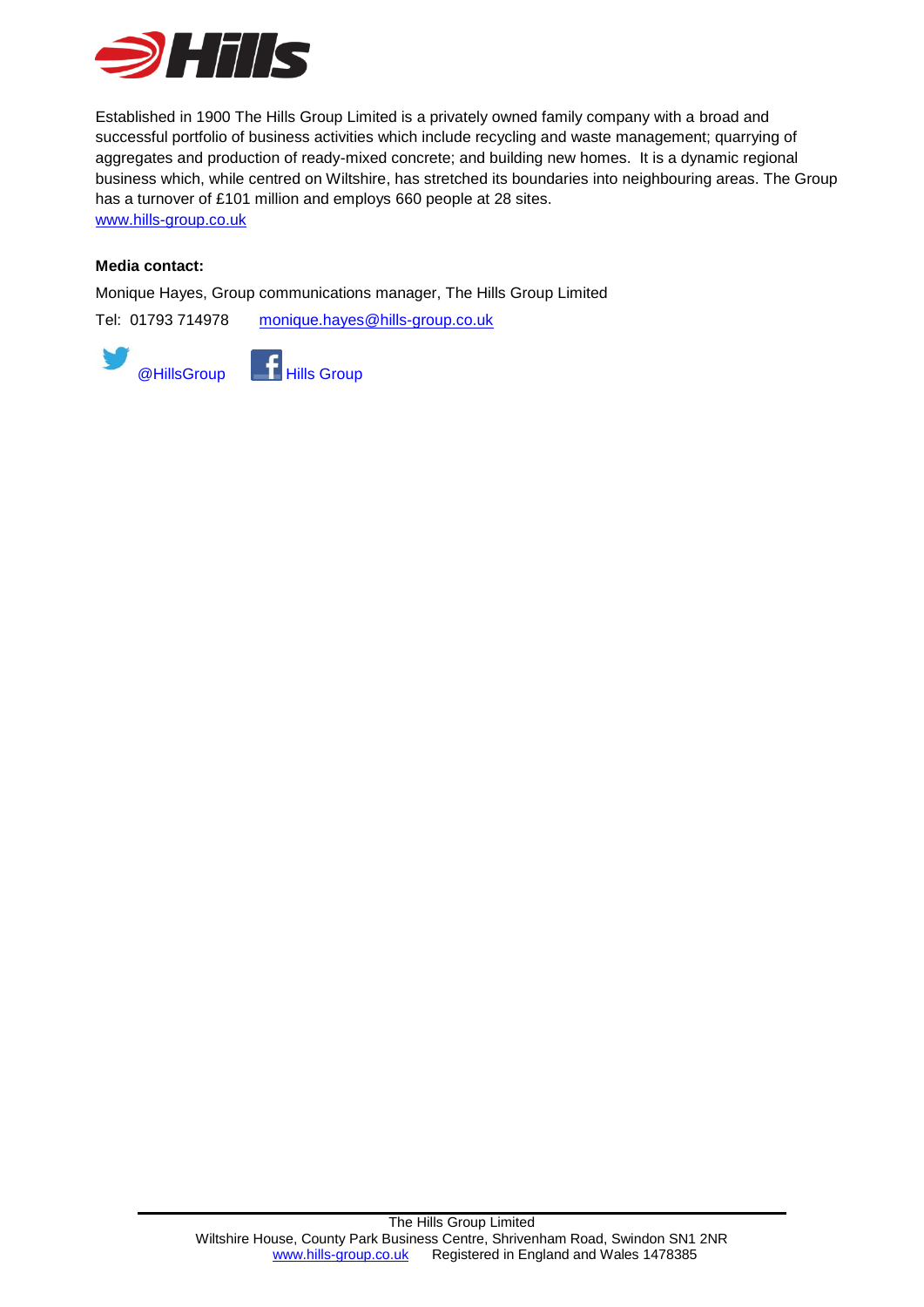Established in 1900 The Hills Group Limited is a privately owned family company with a broad and successful portfolio of business activities which include recycling and waste management; quarrying of aggregates and production of ready-mixed concrete; and building new homes. It is a dynamic regional business which, while centred on Wiltshire, has stretched its boundaries into neighbouring areas. The Group has a turnover of £101 million and employs 660 people at 28 sites.
www.hills-group.co.uk

**Media contact:**

Monique Hayes, Group communications manager, The Hills Group Limited

Tel: 01793 714978     monique.hayes@hills-group.co.uk

@HillsGroup     Hills Group

The Hills Group Limited
Wiltshire House, County Park Business Centre, Shrivenham Road, Swindon SN1 2NR
www.hills-group.co.uk     Registered in England and Wales 1478385